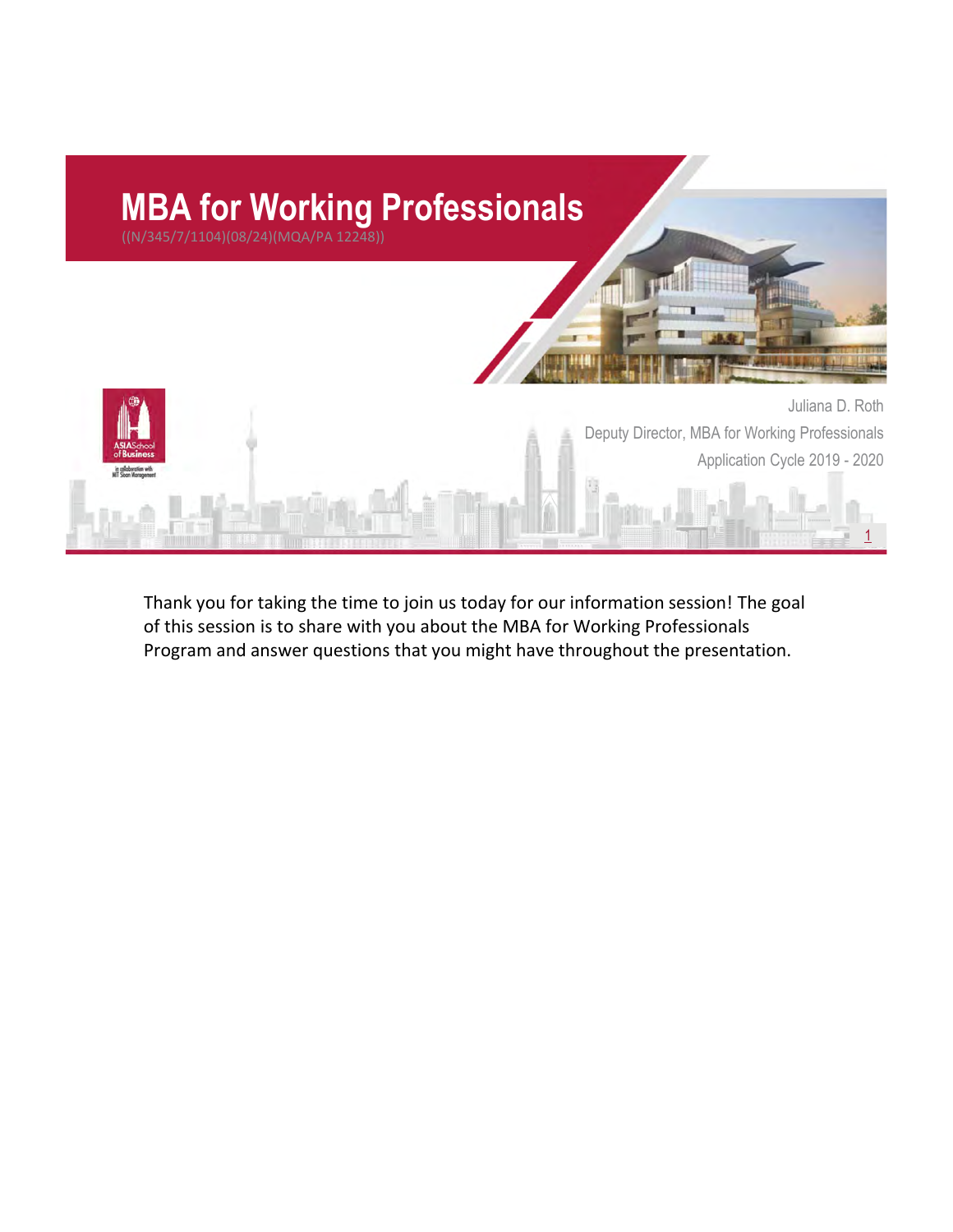# MBA for Working Professionals

((N/345/7/1104)(08/24)(MQA/PA 12248))

ASIA School of Business

in collaboration with MIT Sloan Management

Juliana D. Roth

Deputy Director, MBA for Working Professionals

Application Cycle 2019 - 2020

Thank you for taking the time to join us today for our information session! The goal of this session is to share with you about the MBA for Working Professionals Program and answer questions that you might have throughout the presentation.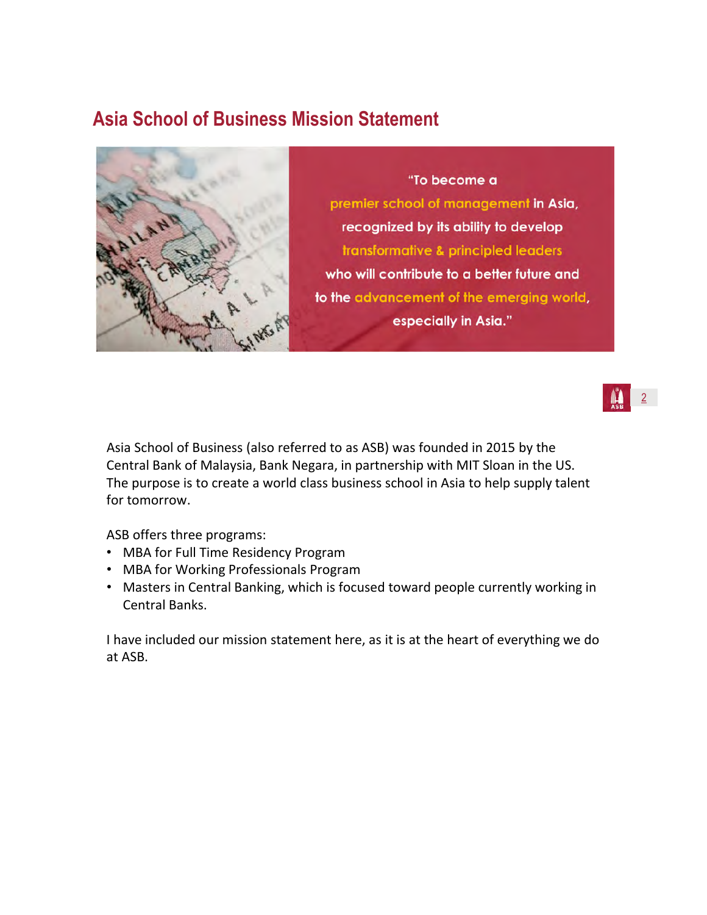# Asia School of Business Mission Statement

"To become a premier school of management in Asia, recognized by its ability to develop transformative & principled leaders who will contribute to a better future and to the advancement of the emerging world, especially in Asia."

Asia School of Business (also referred to as ASB) was founded in 2015 by the Central Bank of Malaysia, Bank Negara, in partnership with MIT Sloan in the US. The purpose is to create a world class business school in Asia to help supply talent for tomorrow.

ASB offers three programs:

- MBA for Full Time Residency Program
- MBA for Working Professionals Program
- Masters in Central Banking, which is focused toward people currently working in Central Banks.

I have included our mission statement here, as it is at the heart of everything we do at ASB.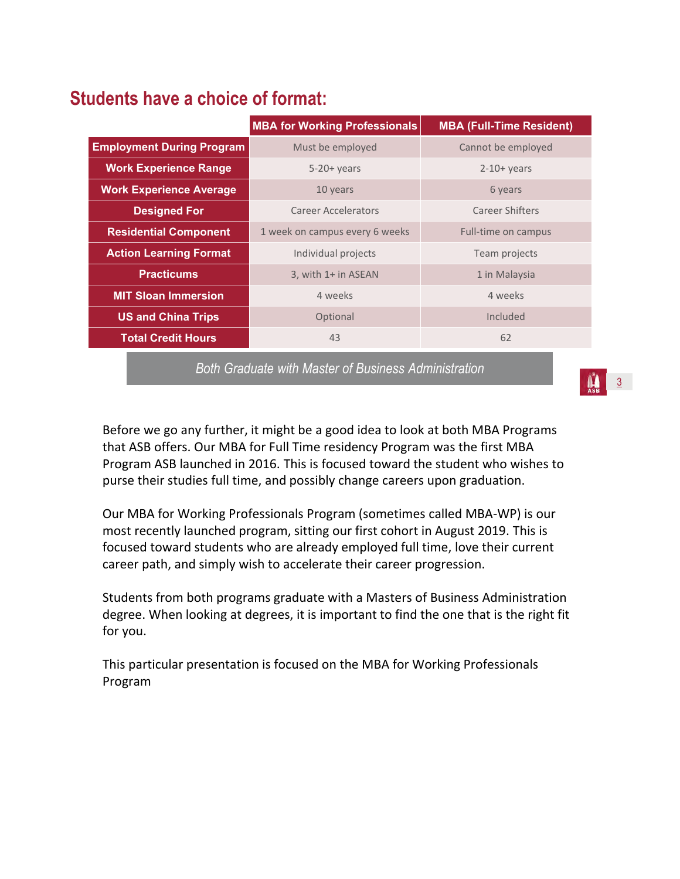## Students have a choice of format:

| | MBA for Working Professionals | MBA (Full-Time Resident) |
|---|---|---|
| **Employment During Program** | Must be employed | Cannot be employed |
| **Work Experience Range** | 5-20+ years | 2-10+ years |
| **Work Experience Average** | 10 years | 6 years |
| **Designed For** | Career Accelerators | Career Shifters |
| **Residential Component** | 1 week on campus every 6 weeks | Full-time on campus |
| **Action Learning Format** | Individual projects | Team projects |
| **Practicums** | 3, with 1+ in ASEAN | 1 in Malaysia |
| **MIT Sloan Immersion** | 4 weeks | 4 weeks |
| **US and China Trips** | Optional | Included |
| **Total Credit Hours** | 43 | 62 |

*Both Graduate with Master of Business Administration*

Before we go any further, it might be a good idea to look at both MBA Programs that ASB offers. Our MBA for Full Time residency Program was the first MBA Program ASB launched in 2016. This is focused toward the student who wishes to purse their studies full time, and possibly change careers upon graduation.

Our MBA for Working Professionals Program (sometimes called MBA-WP) is our most recently launched program, sitting our first cohort in August 2019. This is focused toward students who are already employed full time, love their current career path, and simply wish to accelerate their career progression.

Students from both programs graduate with a Masters of Business Administration degree. When looking at degrees, it is important to find the one that is the right fit for you.

This particular presentation is focused on the MBA for Working Professionals Program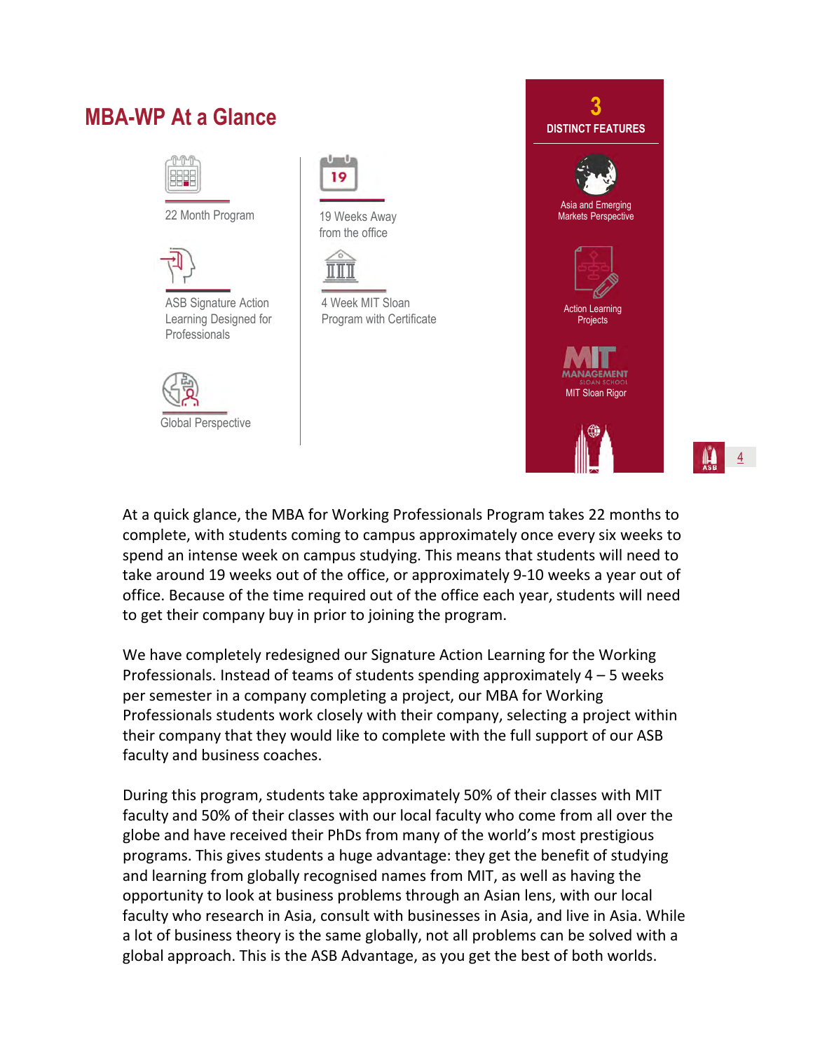# MBA-WP At a Glance

22 Month Program

19 Weeks Away from the office

ASB Signature Action Learning Designed for Professionals

4 Week MIT Sloan Program with Certificate

Global Perspective

**3 DISTINCT FEATURES**

Asia and Emerging Markets Perspective

Action Learning Projects

MIT Sloan Rigor

At a quick glance, the MBA for Working Professionals Program takes 22 months to complete, with students coming to campus approximately once every six weeks to spend an intense week on campus studying. This means that students will need to take around 19 weeks out of the office, or approximately 9-10 weeks a year out of office. Because of the time required out of the office each year, students will need to get their company buy in prior to joining the program.

We have completely redesigned our Signature Action Learning for the Working Professionals. Instead of teams of students spending approximately 4 – 5 weeks per semester in a company completing a project, our MBA for Working Professionals students work closely with their company, selecting a project within their company that they would like to complete with the full support of our ASB faculty and business coaches.

During this program, students take approximately 50% of their classes with MIT faculty and 50% of their classes with our local faculty who come from all over the globe and have received their PhDs from many of the world's most prestigious programs. This gives students a huge advantage: they get the benefit of studying and learning from globally recognised names from MIT, as well as having the opportunity to look at business problems through an Asian lens, with our local faculty who research in Asia, consult with businesses in Asia, and live in Asia. While a lot of business theory is the same globally, not all problems can be solved with a global approach. This is the ASB Advantage, as you get the best of both worlds.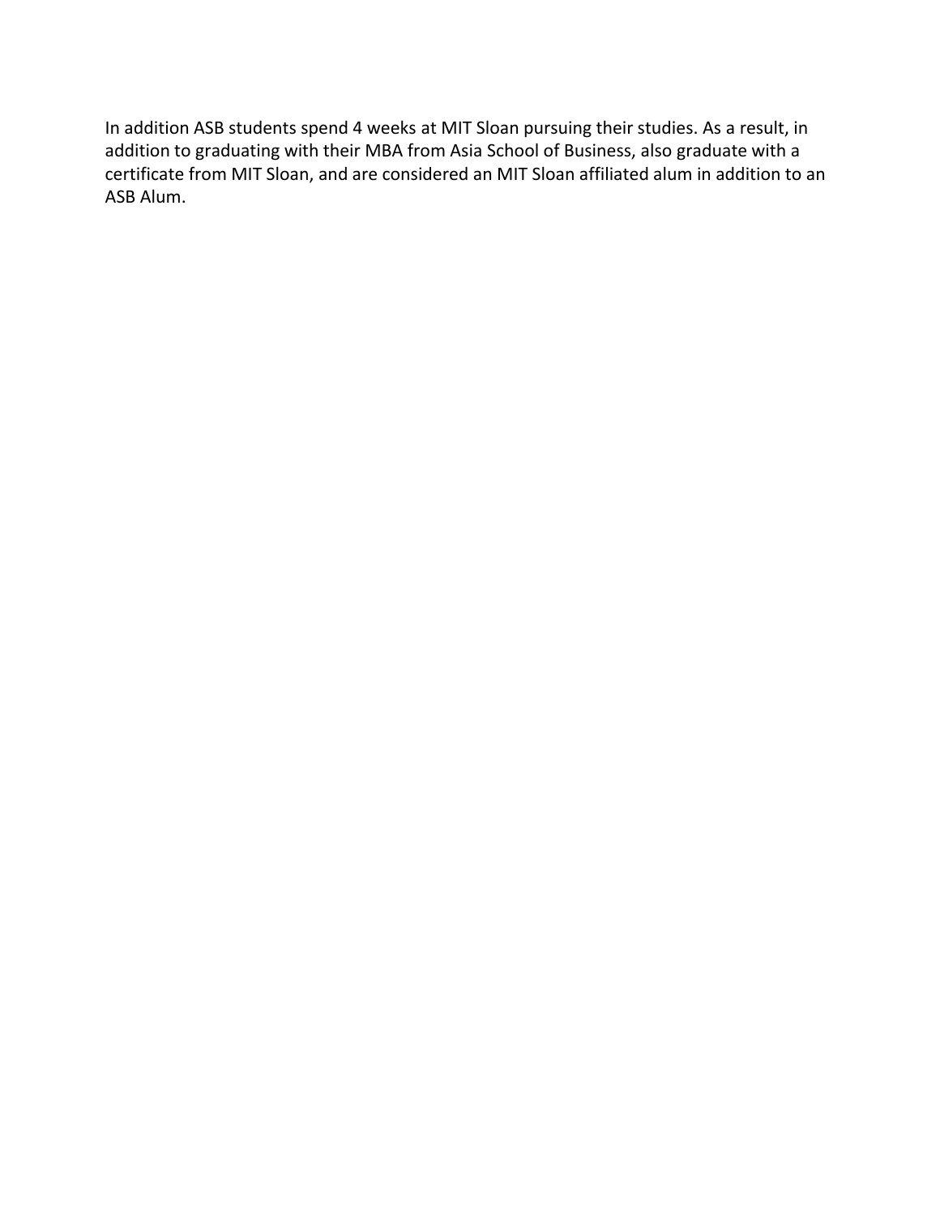In addition ASB students spend 4 weeks at MIT Sloan pursuing their studies. As a result, in addition to graduating with their MBA from Asia School of Business, also graduate with a certificate from MIT Sloan, and are considered an MIT Sloan affiliated alum in addition to an ASB Alum.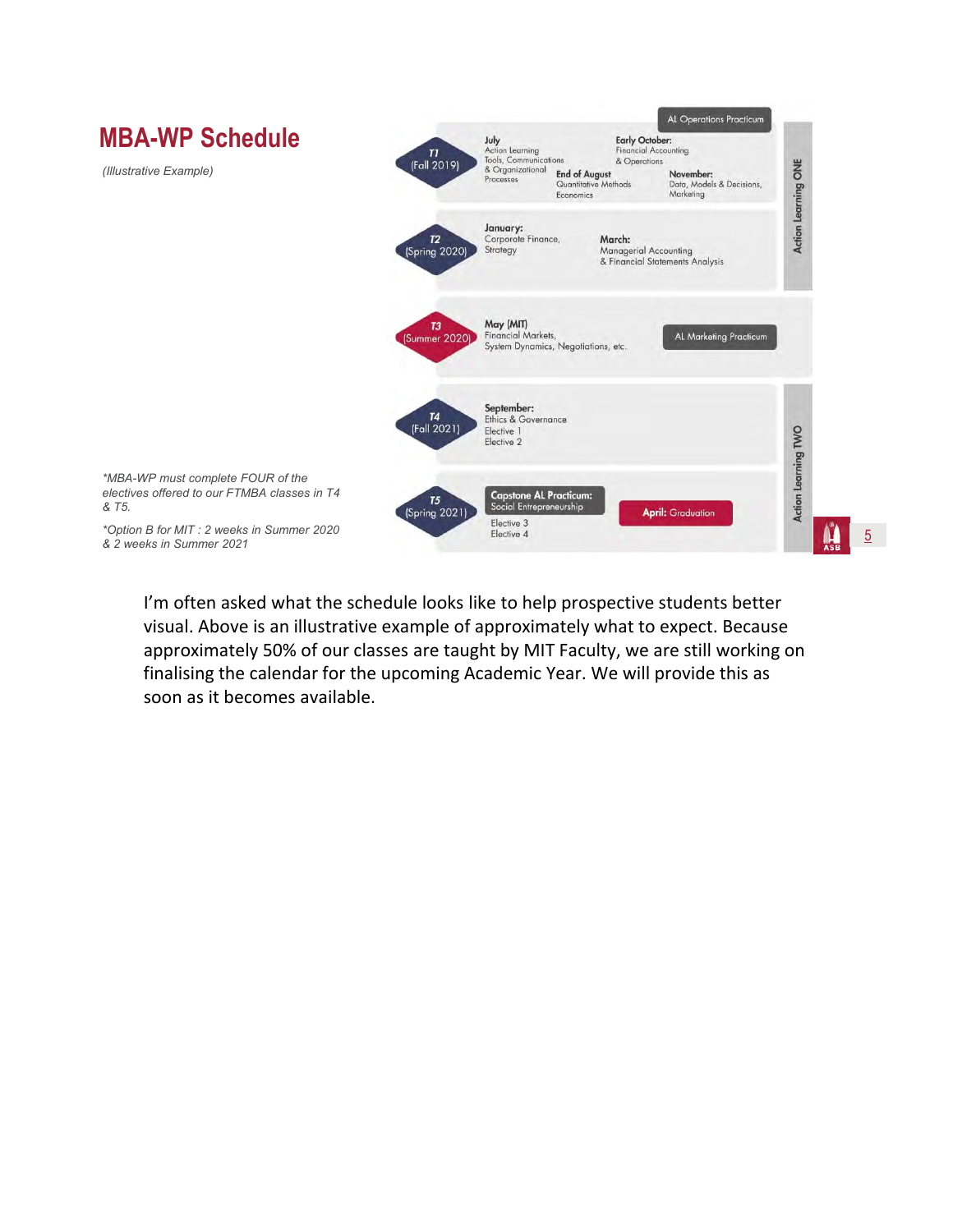# MBA-WP Schedule

*(Illustrative Example)*

AL Operations Practicum

T1 (Fall 2019)

**July**
Action Learning
Tools, Communications & Organizational Processes

**End of August**
Quantitative Methods
Economics

**Early October:**
Financial Accounting & Operations

**November:**
Data, Models & Decisions, Marketing

Action Learning ONE

T2 (Spring 2020)

**January:**
Corporate Finance, Strategy

**March:**
Managerial Accounting & Financial Statements Analysis

T3 (Summer 2020)

**May (MIT)**
Financial Markets,
System Dynamics, Negotiations, etc.

AL Marketing Practicum

T4 (Fall 2021)

**September:**
Ethics & Governance
Elective 1
Elective 2

Action Learning TWO

T5 (Spring 2021)

**Capstone AL Practicum:**
Social Entrepreneurship

Elective 3
Elective 4

**April:** Graduation

*\*MBA-WP must complete FOUR of the electives offered to our FTMBA classes in T4 & T5.*

*\*Option B for MIT : 2 weeks in Summer 2020 & 2 weeks in Summer 2021*

I'm often asked what the schedule looks like to help prospective students better visual. Above is an illustrative example of approximately what to expect. Because approximately 50% of our classes are taught by MIT Faculty, we are still working on finalising the calendar for the upcoming Academic Year. We will provide this as soon as it becomes available.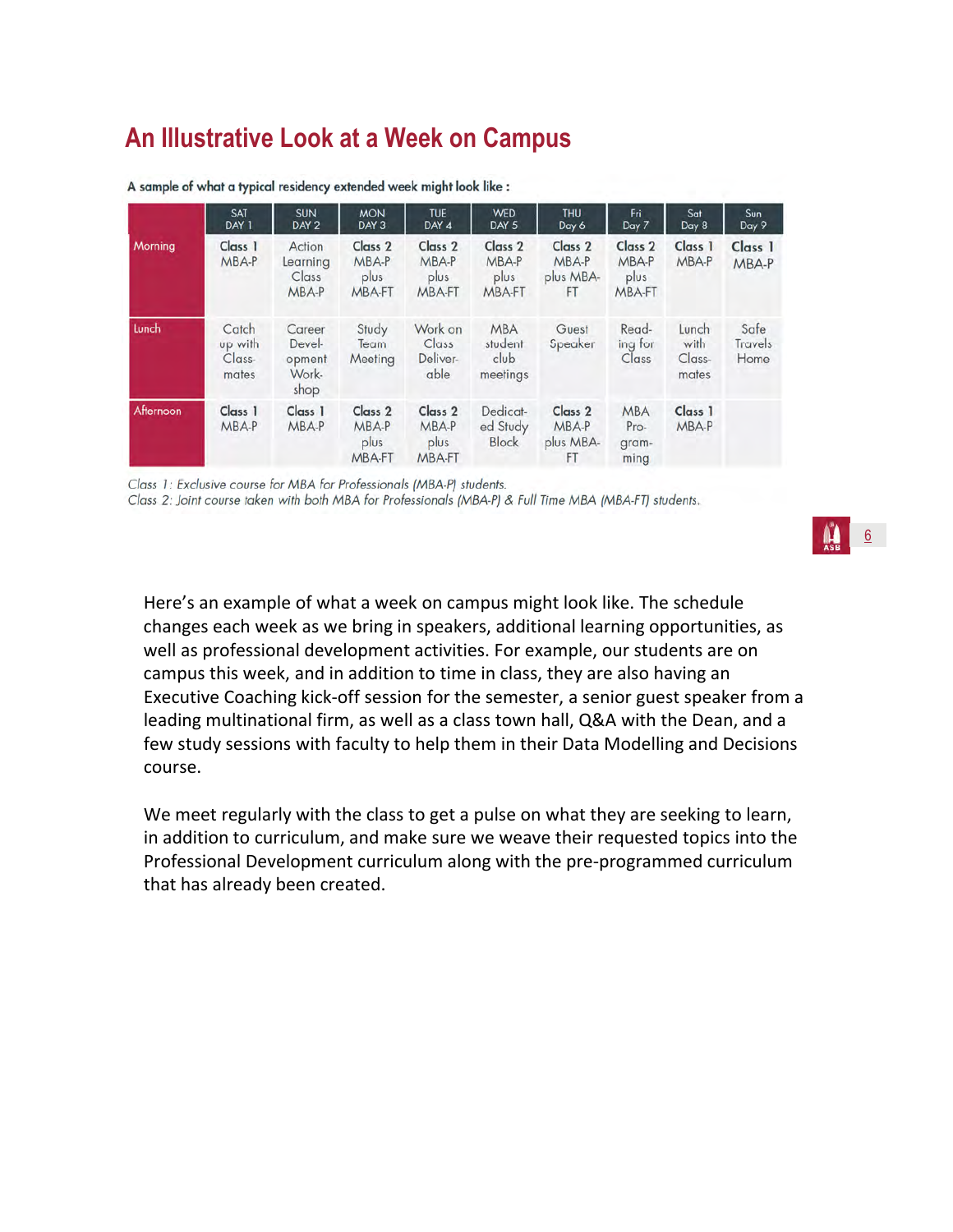## An Illustrative Look at a Week on Campus

**A sample of what a typical residency extended week might look like :**

| | SAT DAY 1 | SUN DAY 2 | MON DAY 3 | TUE DAY 4 | WED DAY 5 | THU Day 6 | Fri Day 7 | Sat Day 8 | Sun Day 9 |
|---|---|---|---|---|---|---|---|---|---|
| Morning | **Class 1** MBA-P | Action Learning Class MBA-P | **Class 2** MBA-P plus MBA-FT | **Class 2** MBA-P plus MBA-FT | **Class 2** MBA-P plus MBA-FT | **Class 2** MBA-P plus MBA-FT | **Class 2** MBA-P plus MBA-FT | **Class 1** MBA-P | **Class 1** MBA-P |
| Lunch | Catch up with Class-mates | Career Devel-opment Work-shop | Study Team Meeting | Work on Class Deliver-able | MBA student club meetings | Guest Speaker | Read-ing for Class | Lunch with Class-mates | Safe Travels Home |
| Afternoon | **Class 1** MBA-P | **Class 1** MBA-P | **Class 2** MBA-P plus MBA-FT | **Class 2** MBA-P plus MBA-FT | Dedicat-ed Study Block | **Class 2** MBA-P plus MBA-FT | MBA Pro-gram-ming | **Class 1** MBA-P | |

*Class 1: Exclusive course for MBA for Professionals (MBA-P) students.*
*Class 2: Joint course taken with both MBA for Professionals (MBA-P) & Full Time MBA (MBA-FT) students.*

Here's an example of what a week on campus might look like. The schedule changes each week as we bring in speakers, additional learning opportunities, as well as professional development activities. For example, our students are on campus this week, and in addition to time in class, they are also having an Executive Coaching kick-off session for the semester, a senior guest speaker from a leading multinational firm, as well as a class town hall, Q&A with the Dean, and a few study sessions with faculty to help them in their Data Modelling and Decisions course.

We meet regularly with the class to get a pulse on what they are seeking to learn, in addition to curriculum, and make sure we weave their requested topics into the Professional Development curriculum along with the pre-programmed curriculum that has already been created.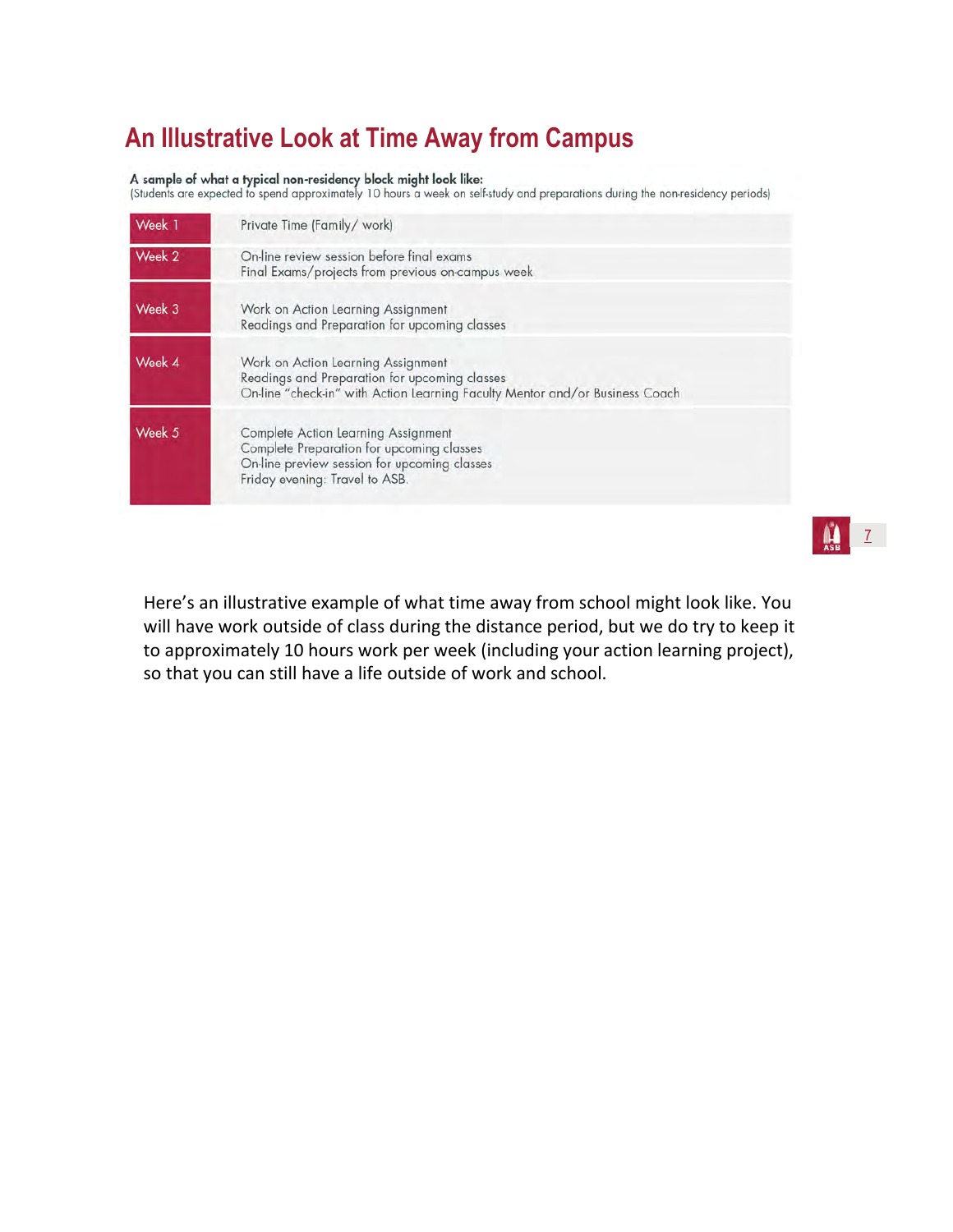# An Illustrative Look at Time Away from Campus

**A sample of what a typical non-residency block might look like:**
(Students are expected to spend approximately 10 hours a week on self-study and preparations during the non-residency periods)

| | |
|---|---|
| Week 1 | Private Time (Family/ work) |
| Week 2 | On-line review session before final exams<br>Final Exams/projects from previous on-campus week |
| Week 3 | Work on Action Learning Assignment<br>Readings and Preparation for upcoming classes |
| Week 4 | Work on Action Learning Assignment<br>Readings and Preparation for upcoming classes<br>On-line "check-in" with Action Learning Faculty Mentor and/or Business Coach |
| Week 5 | Complete Action Learning Assignment<br>Complete Preparation for upcoming classes<br>On-line preview session for upcoming classes<br>Friday evening: Travel to ASB. |

Here's an illustrative example of what time away from school might look like. You will have work outside of class during the distance period, but we do try to keep it to approximately 10 hours work per week (including your action learning project), so that you can still have a life outside of work and school.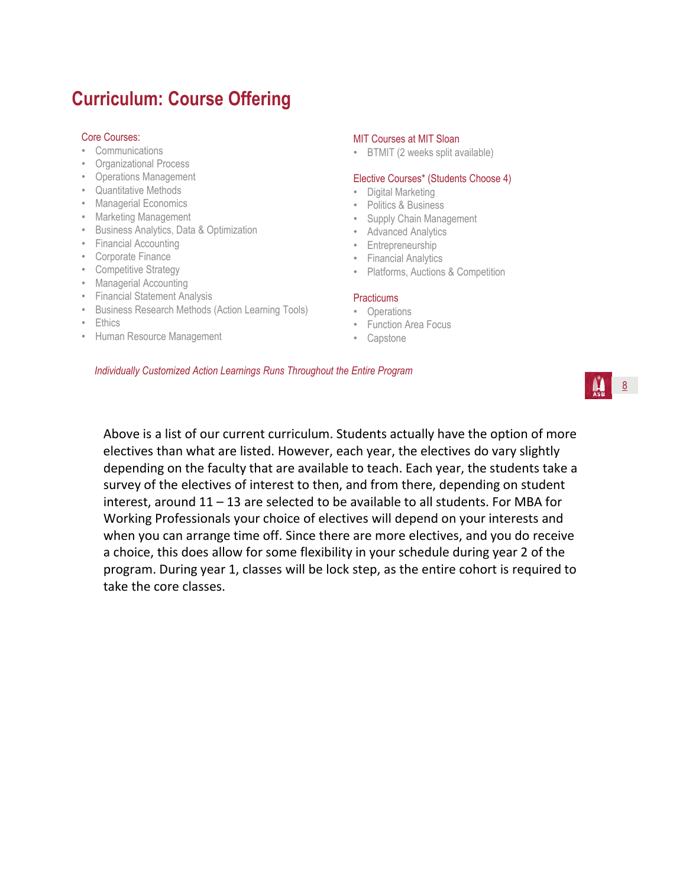## Curriculum: Course Offering

Core Courses:

- Communications
- Organizational Process
- Operations Management
- Quantitative Methods
- Managerial Economics
- Marketing Management
- Business Analytics, Data & Optimization
- Financial Accounting
- Corporate Finance
- Competitive Strategy
- Managerial Accounting
- Financial Statement Analysis
- Business Research Methods (Action Learning Tools)
- Ethics
- Human Resource Management

MIT Courses at MIT Sloan

- BTMIT (2 weeks split available)

Elective Courses* (Students Choose 4)

- Digital Marketing
- Politics & Business
- Supply Chain Management
- Advanced Analytics
- Entrepreneurship
- Financial Analytics
- Platforms, Auctions & Competition

Practicums

- Operations
- Function Area Focus
- Capstone

*Individually Customized Action Learnings Runs Throughout the Entire Program*

Above is a list of our current curriculum. Students actually have the option of more electives than what are listed. However, each year, the electives do vary slightly depending on the faculty that are available to teach. Each year, the students take a survey of the electives of interest to then, and from there, depending on student interest, around 11 – 13 are selected to be available to all students. For MBA for Working Professionals your choice of electives will depend on your interests and when you can arrange time off. Since there are more electives, and you do receive a choice, this does allow for some flexibility in your schedule during year 2 of the program. During year 1, classes will be lock step, as the entire cohort is required to take the core classes.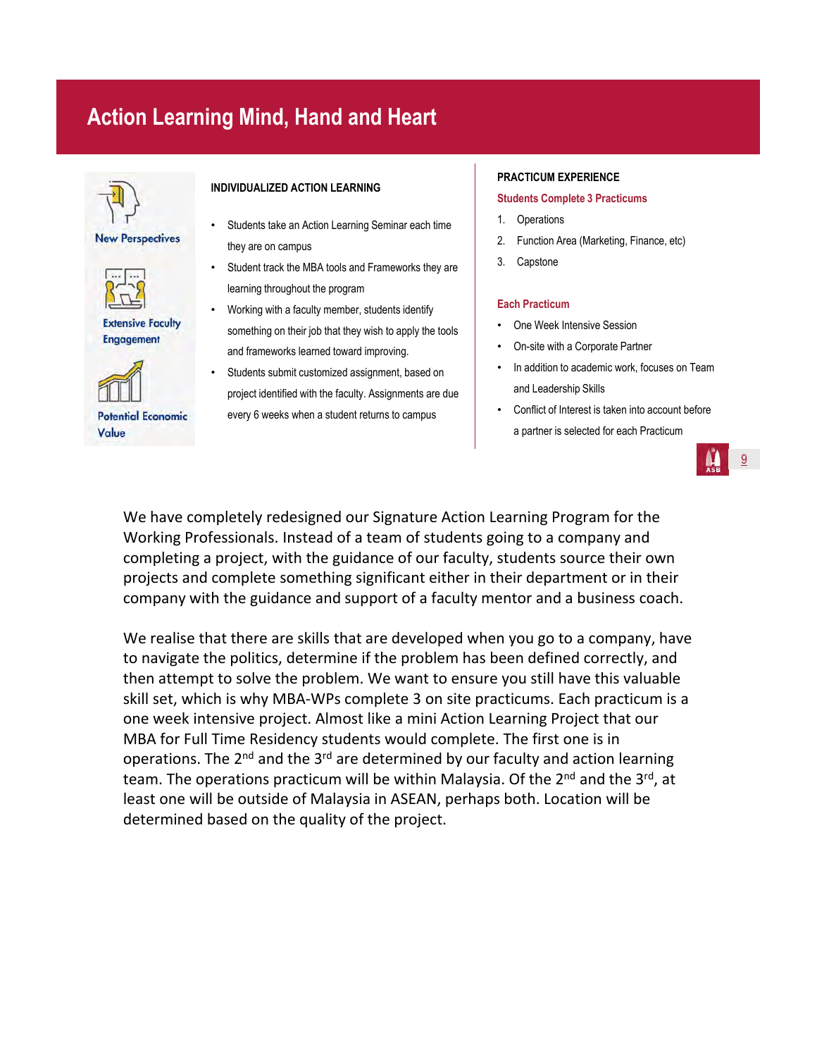## Action Learning Mind, Hand and Heart

New Perspectives

Extensive Faculty Engagement

Potential Economic Value

**INDIVIDUALIZED ACTION LEARNING**

- Students take an Action Learning Seminar each time they are on campus
- Student track the MBA tools and Frameworks they are learning throughout the program
- Working with a faculty member, students identify something on their job that they wish to apply the tools and frameworks learned toward improving.
- Students submit customized assignment, based on project identified with the faculty. Assignments are due every 6 weeks when a student returns to campus

**PRACTICUM EXPERIENCE**

**Students Complete 3 Practicums**

1. Operations
2. Function Area (Marketing, Finance, etc)
3. Capstone

**Each Practicum**

- One Week Intensive Session
- On-site with a Corporate Partner
- In addition to academic work, focuses on Team and Leadership Skills
- Conflict of Interest is taken into account before a partner is selected for each Practicum

We have completely redesigned our Signature Action Learning Program for the Working Professionals. Instead of a team of students going to a company and completing a project, with the guidance of our faculty, students source their own projects and complete something significant either in their department or in their company with the guidance and support of a faculty mentor and a business coach.

We realise that there are skills that are developed when you go to a company, have to navigate the politics, determine if the problem has been defined correctly, and then attempt to solve the problem. We want to ensure you still have this valuable skill set, which is why MBA-WPs complete 3 on site practicums. Each practicum is a one week intensive project. Almost like a mini Action Learning Project that our MBA for Full Time Residency students would complete. The first one is in operations. The 2nd and the 3rd are determined by our faculty and action learning team. The operations practicum will be within Malaysia. Of the 2nd and the 3rd, at least one will be outside of Malaysia in ASEAN, perhaps both. Location will be determined based on the quality of the project.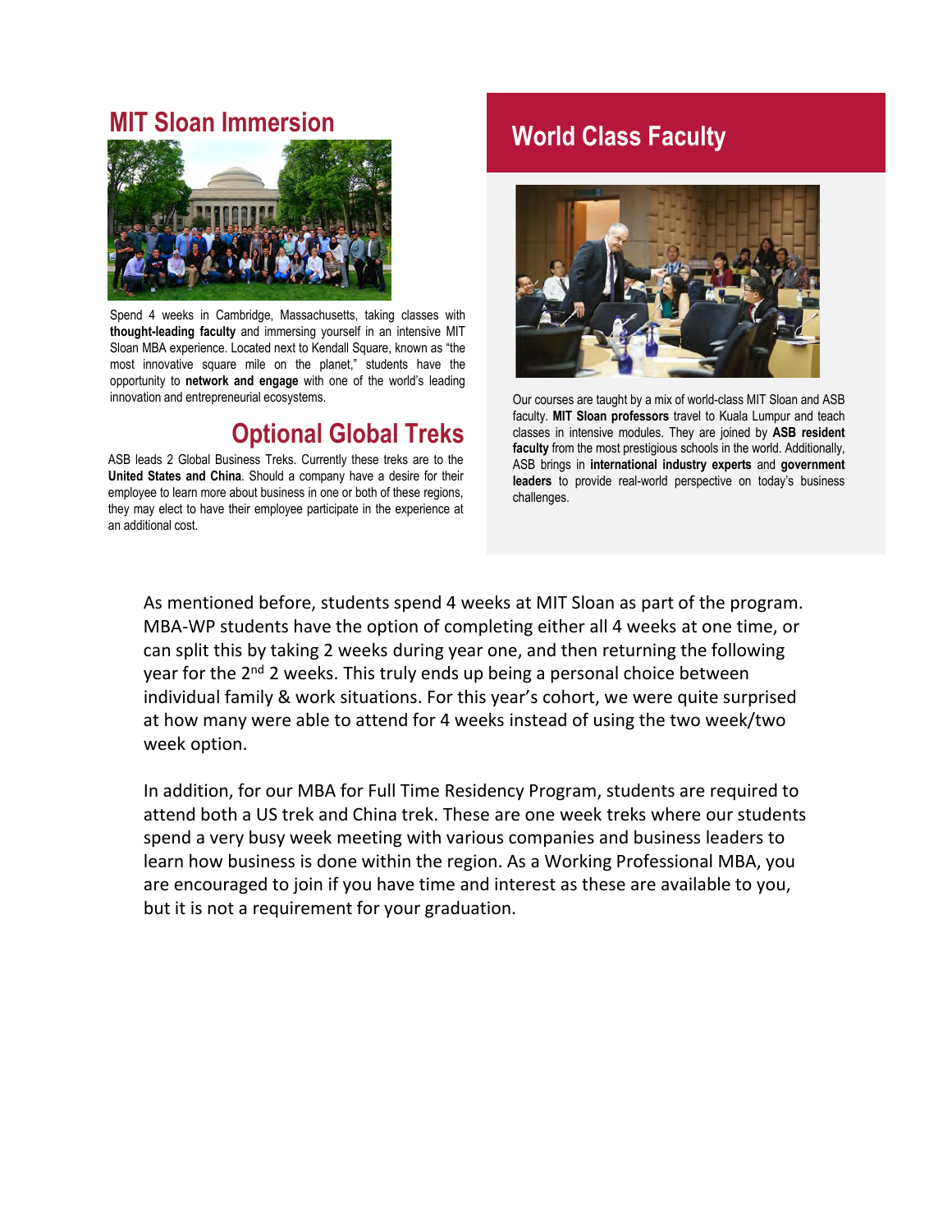## MIT Sloan Immersion

Spend 4 weeks in Cambridge, Massachusetts, taking classes with **thought-leading faculty** and immersing yourself in an intensive MIT Sloan MBA experience. Located next to Kendall Square, known as "the most innovative square mile on the planet," students have the opportunity to **network and engage** with one of the world's leading innovation and entrepreneurial ecosystems.

## Optional Global Treks

ASB leads 2 Global Business Treks. Currently these treks are to the **United States and China**. Should a company have a desire for their employee to learn more about business in one or both of these regions, they may elect to have their employee participate in the experience at an additional cost.

## World Class Faculty

Our courses are taught by a mix of world-class MIT Sloan and ASB faculty. **MIT Sloan professors** travel to Kuala Lumpur and teach classes in intensive modules. They are joined by **ASB resident faculty** from the most prestigious schools in the world. Additionally, ASB brings in **international industry experts** and **government leaders** to provide real-world perspective on today's business challenges.

As mentioned before, students spend 4 weeks at MIT Sloan as part of the program. MBA-WP students have the option of completing either all 4 weeks at one time, or can split this by taking 2 weeks during year one, and then returning the following year for the 2nd 2 weeks. This truly ends up being a personal choice between individual family & work situations. For this year's cohort, we were quite surprised at how many were able to attend for 4 weeks instead of using the two week/two week option.

In addition, for our MBA for Full Time Residency Program, students are required to attend both a US trek and China trek. These are one week treks where our students spend a very busy week meeting with various companies and business leaders to learn how business is done within the region. As a Working Professional MBA, you are encouraged to join if you have time and interest as these are available to you, but it is not a requirement for your graduation.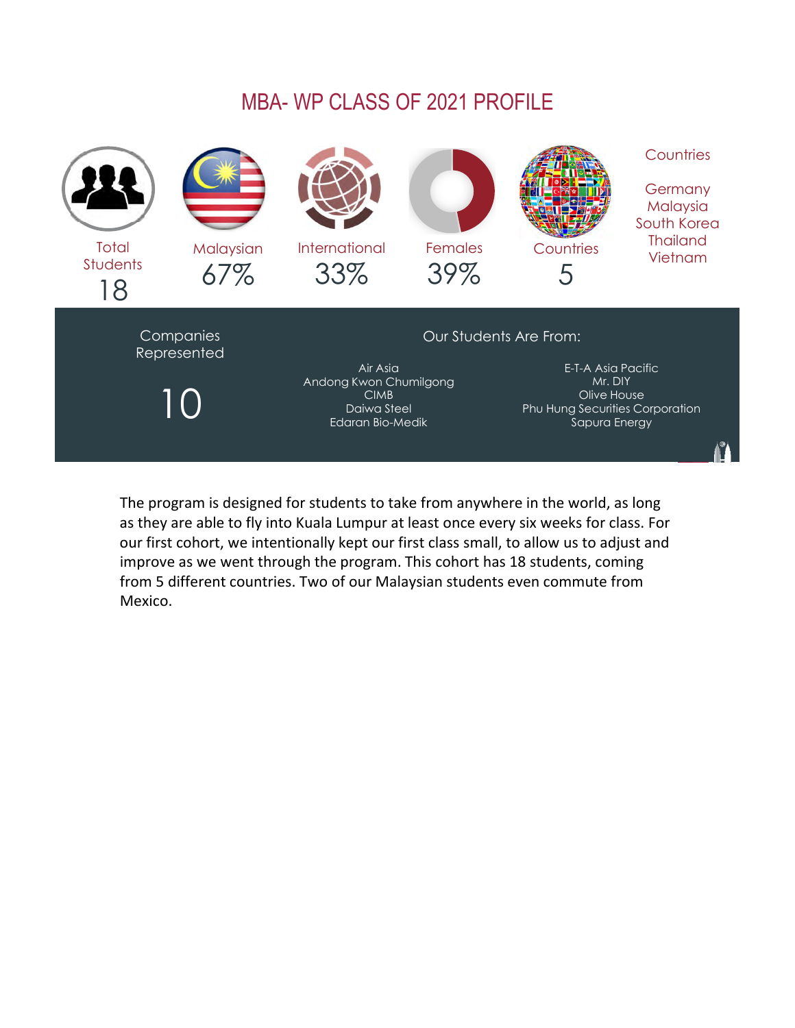# MBA- WP CLASS OF 2021 PROFILE

Total Students
18

Malaysian
67%

International
33%

Females
39%

Countries
5

Countries

Germany
Malaysia
South Korea
Thailand
Vietnam

Companies Represented

10

Our Students Are From:

Air Asia
Andong Kwon Chumilgong
CIMB
Daiwa Steel
Edaran Bio-Medik
E-T-A Asia Pacific
Mr. DIY
Olive House
Phu Hung Securities Corporation
Sapura Energy

The program is designed for students to take from anywhere in the world, as long as they are able to fly into Kuala Lumpur at least once every six weeks for class. For our first cohort, we intentionally kept our first class small, to allow us to adjust and improve as we went through the program. This cohort has 18 students, coming from 5 different countries. Two of our Malaysian students even commute from Mexico.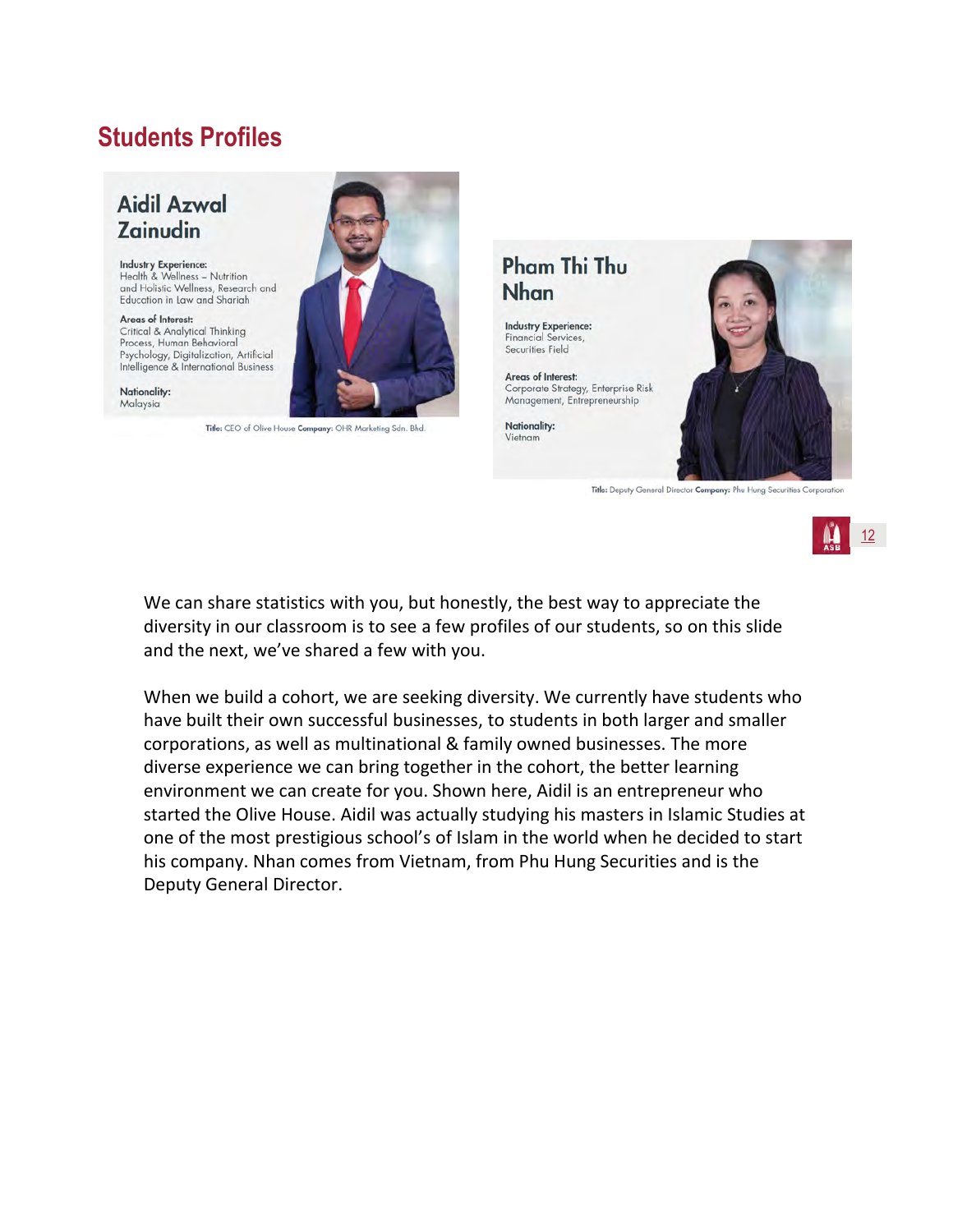## Students Profiles

**Aidil Azwal Zainudin**

**Industry Experience:**
Health & Wellness – Nutrition and Holistic Wellness, Research and Education in Law and Shariah

**Areas of Interest:**
Critical & Analytical Thinking Process, Human Behavioral Psychology, Digitalization, Artificial Intelligence & International Business

**Nationality:**
Malaysia

**Title:** CEO of Olive House **Company:** OHR Marketing Sdn. Bhd.

**Pham Thi Thu Nhan**

**Industry Experience:**
Financial Services, Securities Field

**Areas of Interest:**
Corporate Strategy, Enterprise Risk Management, Entrepreneurship

**Nationality:**
Vietnam

**Title:** Deputy General Director **Company:** Phu Hung Securities Corporation

We can share statistics with you, but honestly, the best way to appreciate the diversity in our classroom is to see a few profiles of our students, so on this slide and the next, we've shared a few with you.

When we build a cohort, we are seeking diversity. We currently have students who have built their own successful businesses, to students in both larger and smaller corporations, as well as multinational & family owned businesses. The more diverse experience we can bring together in the cohort, the better learning environment we can create for you. Shown here, Aidil is an entrepreneur who started the Olive House. Aidil was actually studying his masters in Islamic Studies at one of the most prestigious school's of Islam in the world when he decided to start his company. Nhan comes from Vietnam, from Phu Hung Securities and is the Deputy General Director.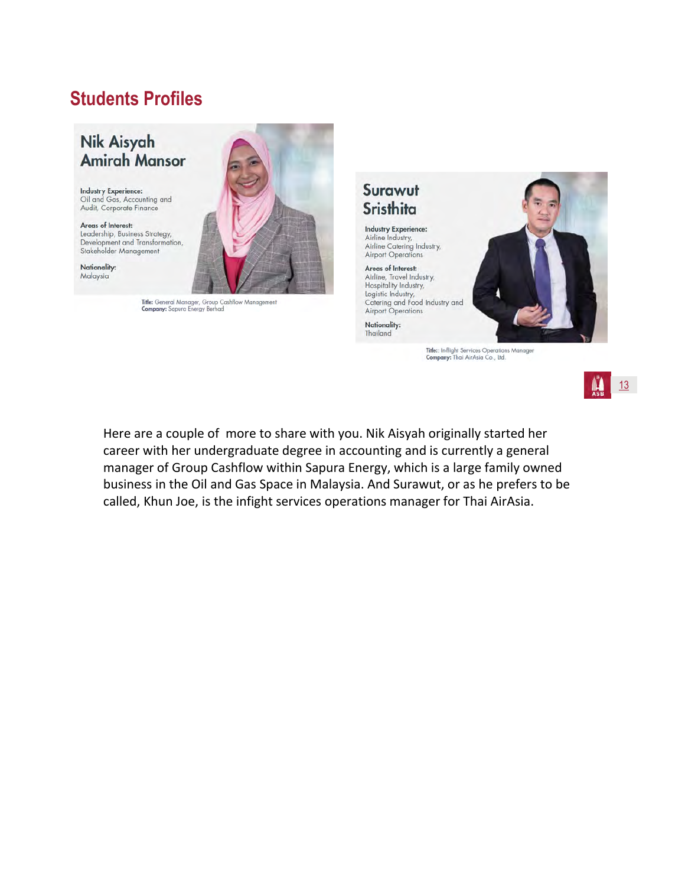## Students Profiles

**Nik Aisyah Amirah Mansor**

**Industry Experience:**
Oil and Gas, Accounting and Audit, Corporate Finance

**Areas of Interest:**
Leadership, Business Strategy, Development and Transformation, Stakeholder Management

**Nationality:**
Malaysia

**Title:** General Manager, Group Cashflow Management
**Company:** Sapura Energy Berhad

**Surawut Sristhita**

**Industry Experience:**
Airline Industry, Airline Catering Industry, Airport Operations

**Areas of Interest:**
Airline, Travel Industry, Hospitality Industry, Logistic Industry, Catering and Food Industry and Airport Operations

**Nationality:**
Thailand

**Title:**: Inflight Services Operations Manager
**Company:** Thai AirAsia Co., Ltd.

Here are a couple of more to share with you. Nik Aisyah originally started her career with her undergraduate degree in accounting and is currently a general manager of Group Cashflow within Sapura Energy, which is a large family owned business in the Oil and Gas Space in Malaysia. And Surawut, or as he prefers to be called, Khun Joe, is the infight services operations manager for Thai AirAsia.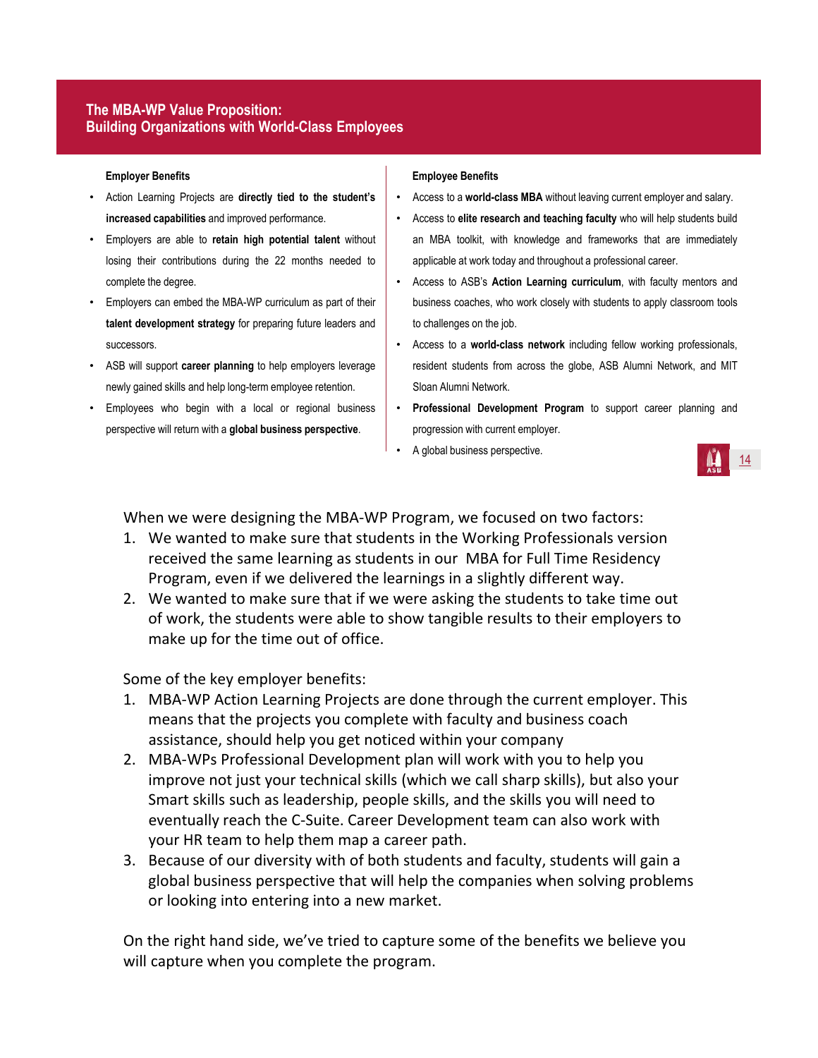## The MBA-WP Value Proposition: Building Organizations with World-Class Employees

**Employer Benefits**

- Action Learning Projects are **directly tied to the student's increased capabilities** and improved performance.
- Employers are able to **retain high potential talent** without losing their contributions during the 22 months needed to complete the degree.
- Employers can embed the MBA-WP curriculum as part of their **talent development strategy** for preparing future leaders and successors.
- ASB will support **career planning** to help employers leverage newly gained skills and help long-term employee retention.
- Employees who begin with a local or regional business perspective will return with a **global business perspective**.

**Employee Benefits**

- Access to a **world-class MBA** without leaving current employer and salary.
- Access to **elite research and teaching faculty** who will help students build an MBA toolkit, with knowledge and frameworks that are immediately applicable at work today and throughout a professional career.
- Access to ASB's **Action Learning curriculum**, with faculty mentors and business coaches, who work closely with students to apply classroom tools to challenges on the job.
- Access to a **world-class network** including fellow working professionals, resident students from across the globe, ASB Alumni Network, and MIT Sloan Alumni Network.
- **Professional Development Program** to support career planning and progression with current employer.
- A global business perspective.

When we were designing the MBA-WP Program, we focused on two factors:

1. We wanted to make sure that students in the Working Professionals version received the same learning as students in our MBA for Full Time Residency Program, even if we delivered the learnings in a slightly different way.
2. We wanted to make sure that if we were asking the students to take time out of work, the students were able to show tangible results to their employers to make up for the time out of office.

Some of the key employer benefits:

1. MBA-WP Action Learning Projects are done through the current employer. This means that the projects you complete with faculty and business coach assistance, should help you get noticed within your company
2. MBA-WPs Professional Development plan will work with you to help you improve not just your technical skills (which we call sharp skills), but also your Smart skills such as leadership, people skills, and the skills you will need to eventually reach the C-Suite. Career Development team can also work with your HR team to help them map a career path.
3. Because of our diversity with of both students and faculty, students will gain a global business perspective that will help the companies when solving problems or looking into entering into a new market.

On the right hand side, we've tried to capture some of the benefits we believe you will capture when you complete the program.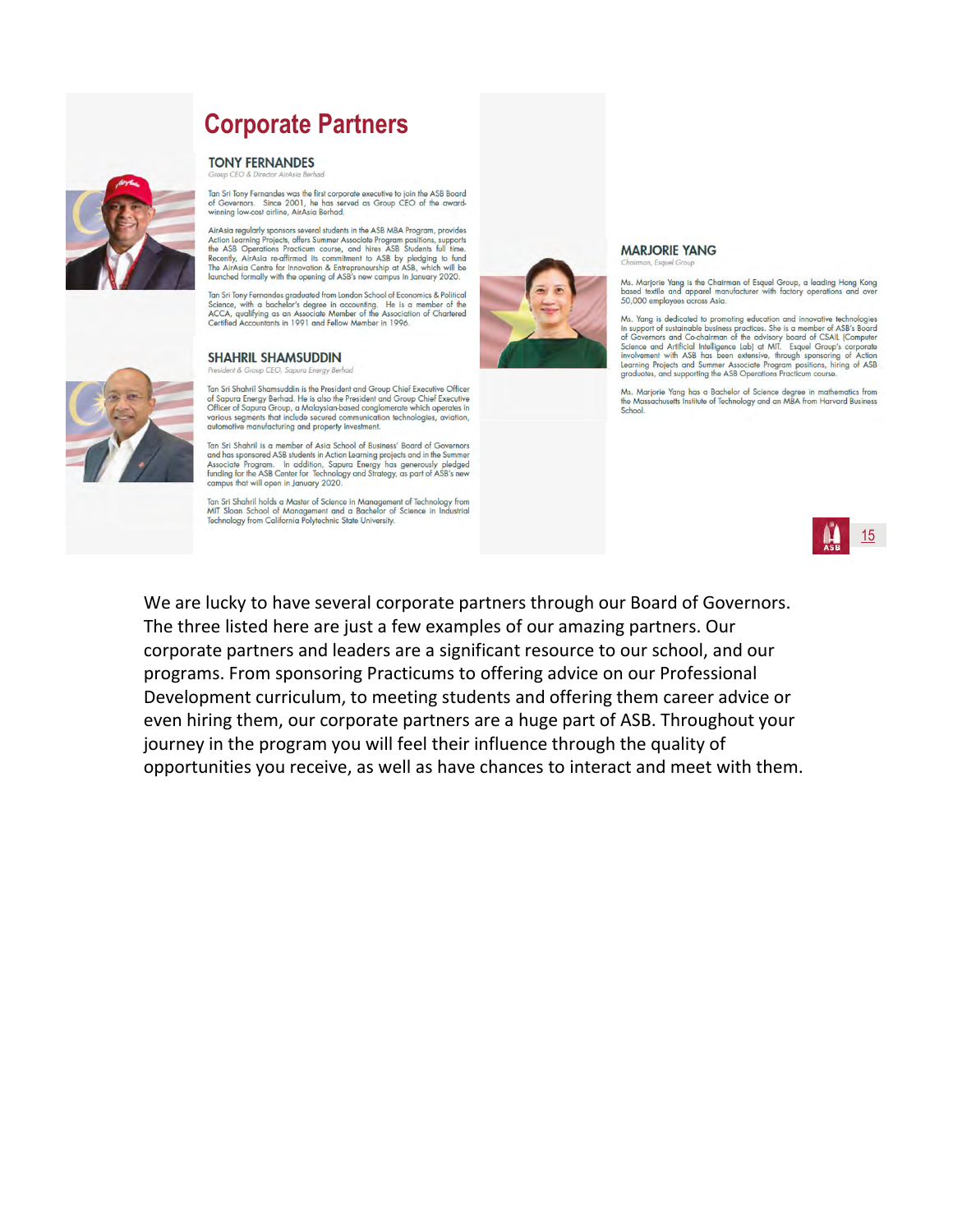# Corporate Partners

## TONY FERNANDES

*Group CEO & Director AirAsia Berhad*

Tan Sri Tony Fernandes was the first corporate executive to join the ASB Board of Governors. Since 2001, he has served as Group CEO of the award-winning low-cost airline, AirAsia Berhad.

AirAsia regularly sponsors several students in the ASB MBA Program, provides Action Learning Projects, offers Summer Associate Program positions, supports the ASB Operations Practicum course, and hires ASB Students full time. Recently, AirAsia re-affirmed its commitment to ASB by pledging to fund The AirAsia Centre for Innovation & Entrepreneurship at ASB, which will be launched formally with the opening of ASB's new campus in January 2020.

Tan Sri Tony Fernandes graduated from London School of Economics & Political Science, with a bachelor's degree in accounting. He is a member of the ACCA, qualifying as an Associate Member of the Association of Chartered Certified Accountants in 1991 and Fellow Member in 1996.

## SHAHRIL SHAMSUDDIN

*President & Group CEO, Sapura Energy Berhad*

Tan Sri Shahril Shamsuddin is the President and Group Chief Executive Officer of Sapura Energy Berhad. He is also the President and Group Chief Executive Officer of Sapura Group, a Malaysian-based conglomerate which operates in various segments that include secured communication technologies, aviation, automotive manufacturing and property investment.

Tan Sri Shahril is a member of Asia School of Business' Board of Governors and has sponsored ASB students in Action Learning projects and in the Summer Associate Program. In addition, Sapura Energy has generously pledged funding for the ASB Center for Technology and Strategy, as part of ASB's new campus that will open in January 2020.

Tan Sri Shahril holds a Master of Science in Management of Technology from MIT Sloan School of Management and a Bachelor of Science in Industrial Technology from California Polytechnic State University.

## MARJORIE YANG

*Chairman, Esquel Group*

Ms. Marjorie Yang is the Chairman of Esquel Group, a leading Hong Kong based textile and apparel manufacturer with factory operations and over 50,000 employees across Asia.

Ms. Yang is dedicated to promoting education and innovative technologies in support of sustainable business practices. She is a member of ASB's Board of Governors and Co-chairman of the advisory board of CSAIL (Computer Science and Artificial Intelligence Lab) at MIT. Esquel Group's corporate involvement with ASB has been extensive, through sponsoring of Action Learning Projects and Summer Associate Program positions, hiring of ASB graduates, and supporting the ASB Operations Practicum course.

Ms. Marjorie Yang has a Bachelor of Science degree in mathematics from the Massachusetts Institute of Technology and an MBA from Harvard Business School.

We are lucky to have several corporate partners through our Board of Governors. The three listed here are just a few examples of our amazing partners. Our corporate partners and leaders are a significant resource to our school, and our programs. From sponsoring Practicums to offering advice on our Professional Development curriculum, to meeting students and offering them career advice or even hiring them, our corporate partners are a huge part of ASB. Throughout your journey in the program you will feel their influence through the quality of opportunities you receive, as well as have chances to interact and meet with them.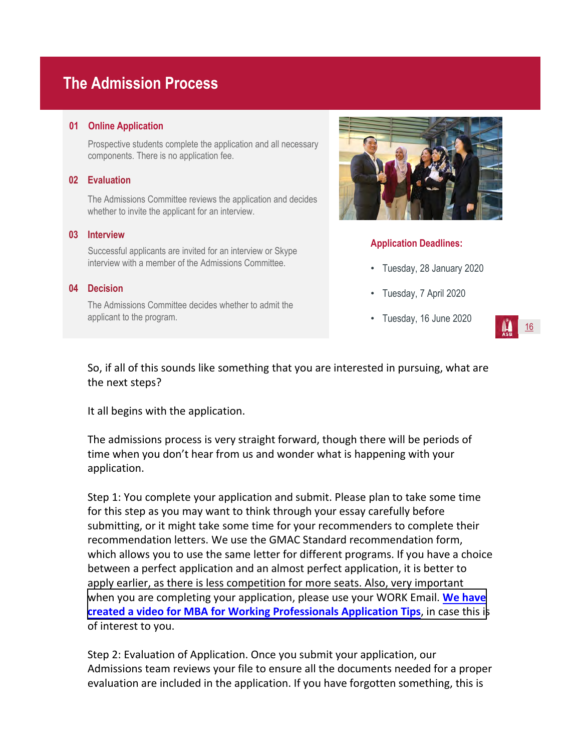## The Admission Process

**01 Online Application**

Prospective students complete the application and all necessary components. There is no application fee.

**02 Evaluation**

The Admissions Committee reviews the application and decides whether to invite the applicant for an interview.

**03 Interview**

Successful applicants are invited for an interview or Skype interview with a member of the Admissions Committee.

**04 Decision**

The Admissions Committee decides whether to admit the applicant to the program.

**Application Deadlines:**

- Tuesday, 28 January 2020
- Tuesday, 7 April 2020
- Tuesday, 16 June 2020

So, if all of this sounds like something that you are interested in pursuing, what are the next steps?

It all begins with the application.

The admissions process is very straight forward, though there will be periods of time when you don't hear from us and wonder what is happening with your application.

Step 1: You complete your application and submit. Please plan to take some time for this step as you may want to think through your essay carefully before submitting, or it might take some time for your recommenders to complete their recommendation letters. We use the GMAC Standard recommendation form, which allows you to use the same letter for different programs. If you have a choice between a perfect application and an almost perfect application, it is better to apply earlier, as there is less competition for more seats. Also, very important when you are completing your application, please use your WORK Email. **We have created a video for MBA for Working Professionals Application Tips**, in case this is of interest to you.

Step 2: Evaluation of Application. Once you submit your application, our Admissions team reviews your file to ensure all the documents needed for a proper evaluation are included in the application. If you have forgotten something, this is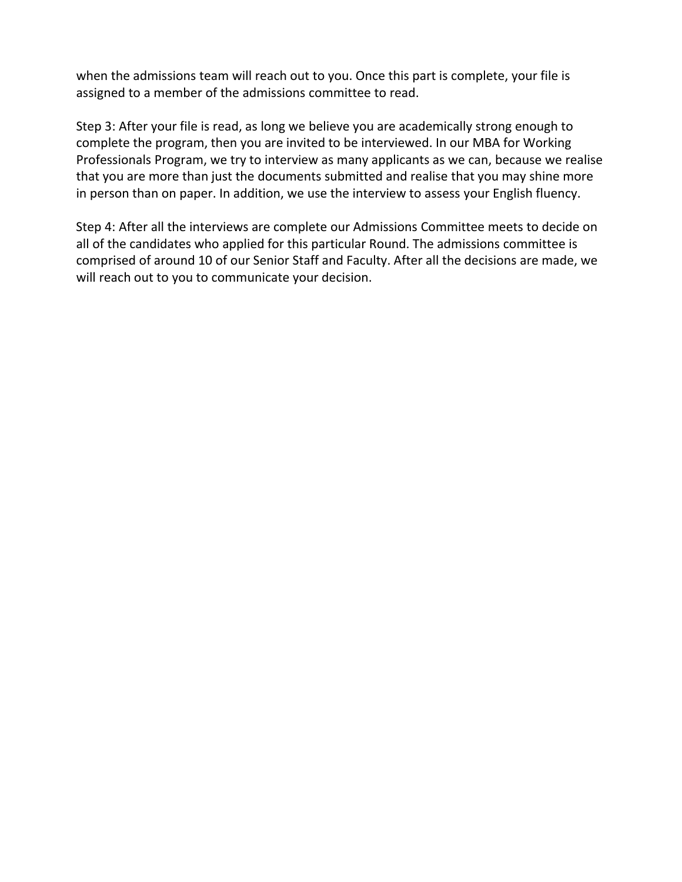when the admissions team will reach out to you. Once this part is complete, your file is assigned to a member of the admissions committee to read.

Step 3: After your file is read, as long we believe you are academically strong enough to complete the program, then you are invited to be interviewed. In our MBA for Working Professionals Program, we try to interview as many applicants as we can, because we realise that you are more than just the documents submitted and realise that you may shine more in person than on paper. In addition, we use the interview to assess your English fluency.

Step 4: After all the interviews are complete our Admissions Committee meets to decide on all of the candidates who applied for this particular Round. The admissions committee is comprised of around 10 of our Senior Staff and Faculty. After all the decisions are made, we will reach out to you to communicate your decision.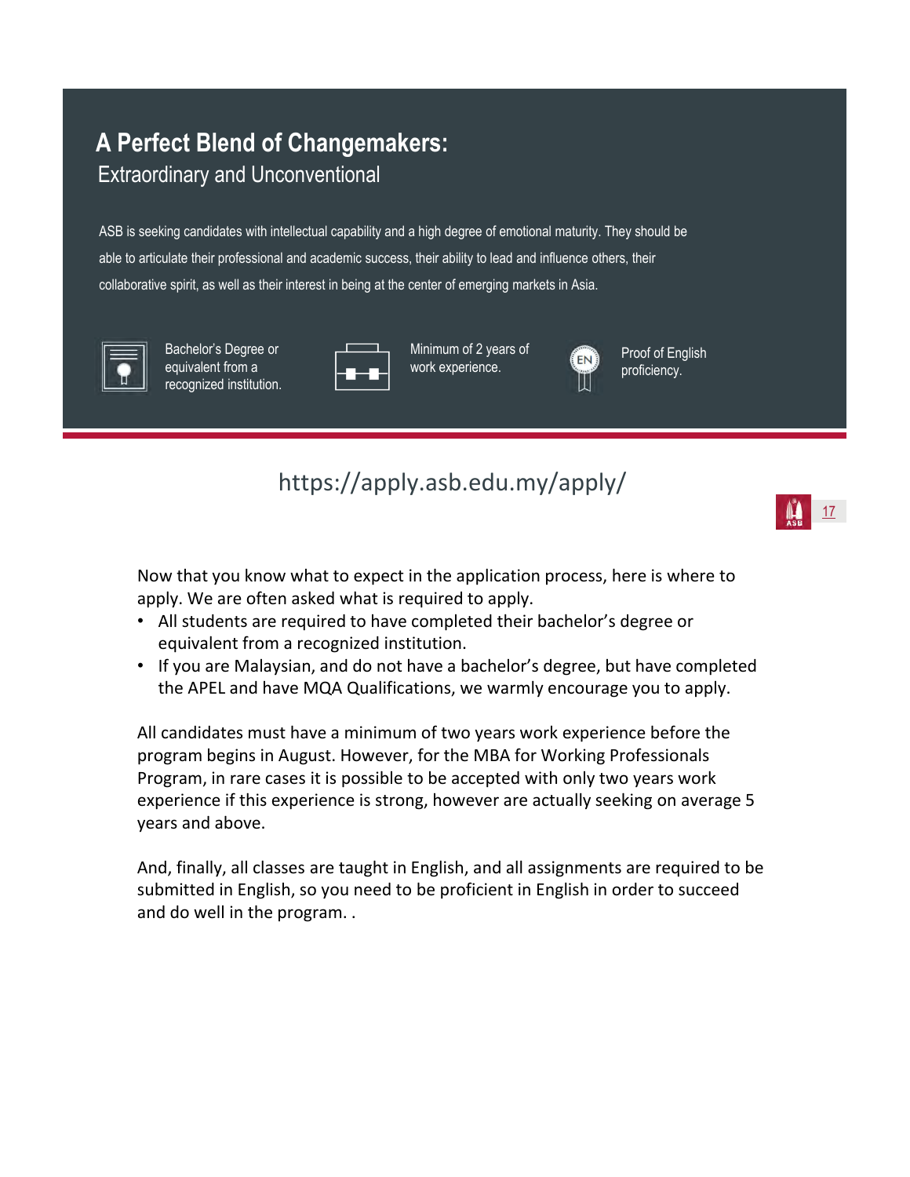## A Perfect Blend of Changemakers:

Extraordinary and Unconventional

ASB is seeking candidates with intellectual capability and a high degree of emotional maturity. They should be able to articulate their professional and academic success, their ability to lead and influence others, their collaborative spirit, as well as their interest in being at the center of emerging markets in Asia.

Bachelor's Degree or equivalent from a recognized institution.

Minimum of 2 years of work experience.

Proof of English proficiency.

https://apply.asb.edu.my/apply/

Now that you know what to expect in the application process, here is where to apply. We are often asked what is required to apply.

- All students are required to have completed their bachelor's degree or equivalent from a recognized institution.
- If you are Malaysian, and do not have a bachelor's degree, but have completed the APEL and have MQA Qualifications, we warmly encourage you to apply.

All candidates must have a minimum of two years work experience before the program begins in August. However, for the MBA for Working Professionals Program, in rare cases it is possible to be accepted with only two years work experience if this experience is strong, however are actually seeking on average 5 years and above.

And, finally, all classes are taught in English, and all assignments are required to be submitted in English, so you need to be proficient in English in order to succeed and do well in the program. .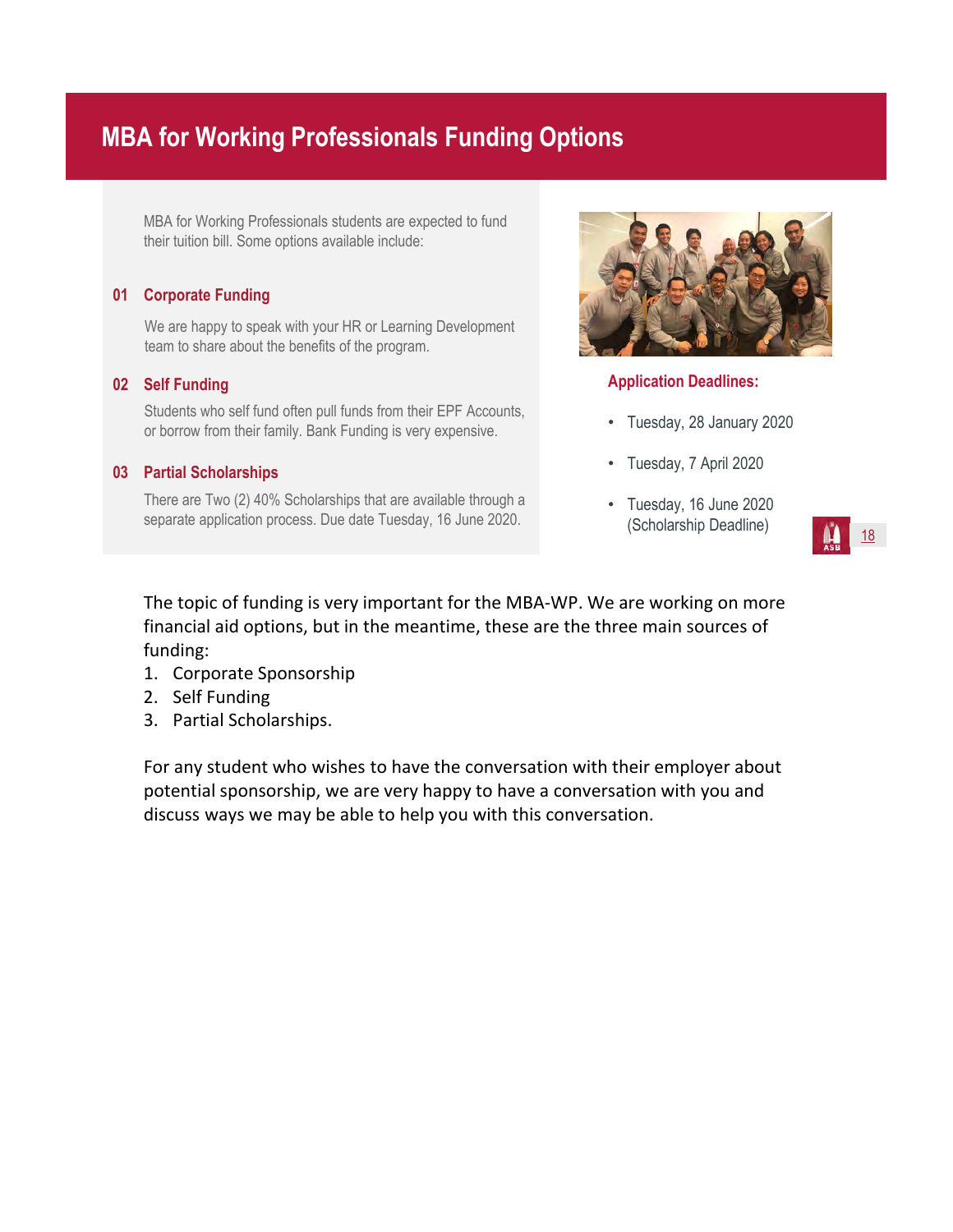## MBA for Working Professionals Funding Options

MBA for Working Professionals students are expected to fund their tuition bill. Some options available include:

**01 Corporate Funding**

We are happy to speak with your HR or Learning Development team to share about the benefits of the program.

**02 Self Funding**

Students who self fund often pull funds from their EPF Accounts, or borrow from their family. Bank Funding is very expensive.

**03 Partial Scholarships**

There are Two (2) 40% Scholarships that are available through a separate application process. Due date Tuesday, 16 June 2020.

**Application Deadlines:**

- Tuesday, 28 January 2020
- Tuesday, 7 April 2020
- Tuesday, 16 June 2020 (Scholarship Deadline)

The topic of funding is very important for the MBA-WP. We are working on more financial aid options, but in the meantime, these are the three main sources of funding:

1. Corporate Sponsorship
2. Self Funding
3. Partial Scholarships.

For any student who wishes to have the conversation with their employer about potential sponsorship, we are very happy to have a conversation with you and discuss ways we may be able to help you with this conversation.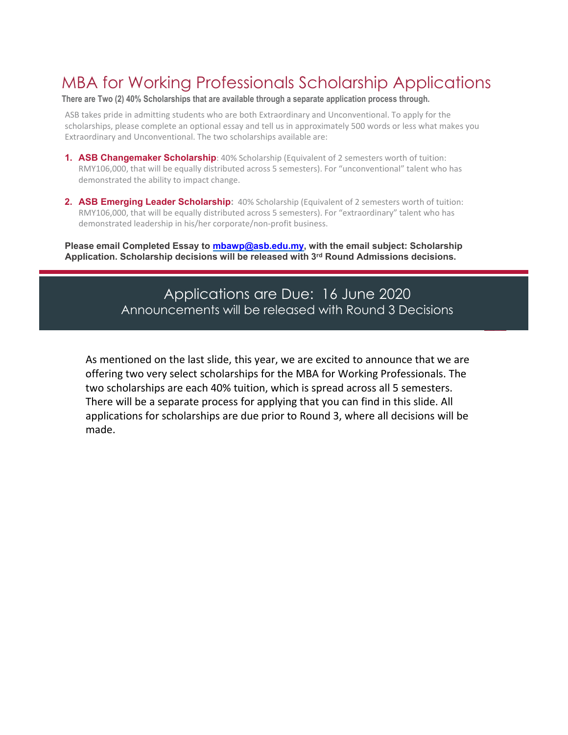# MBA for Working Professionals Scholarship Applications

**There are Two (2) 40% Scholarships that are available through a separate application process through.**

ASB takes pride in admitting students who are both Extraordinary and Unconventional. To apply for the scholarships, please complete an optional essay and tell us in approximately 500 words or less what makes you Extraordinary and Unconventional. The two scholarships available are:

1. **ASB Changemaker Scholarship**: 40% Scholarship (Equivalent of 2 semesters worth of tuition: RMY106,000, that will be equally distributed across 5 semesters). For "unconventional" talent who has demonstrated the ability to impact change.
2. **ASB Emerging Leader Scholarship**: 40% Scholarship (Equivalent of 2 semesters worth of tuition: RMY106,000, that will be equally distributed across 5 semesters). For "extraordinary" talent who has demonstrated leadership in his/her corporate/non-profit business.

**Please email Completed Essay to mbawp@asb.edu.my, with the email subject: Scholarship Application. Scholarship decisions will be released with 3rd Round Admissions decisions.**

Applications are Due: 16 June 2020

Announcements will be released with Round 3 Decisions

As mentioned on the last slide, this year, we are excited to announce that we are offering two very select scholarships for the MBA for Working Professionals. The two scholarships are each 40% tuition, which is spread across all 5 semesters. There will be a separate process for applying that you can find in this slide. All applications for scholarships are due prior to Round 3, where all decisions will be made.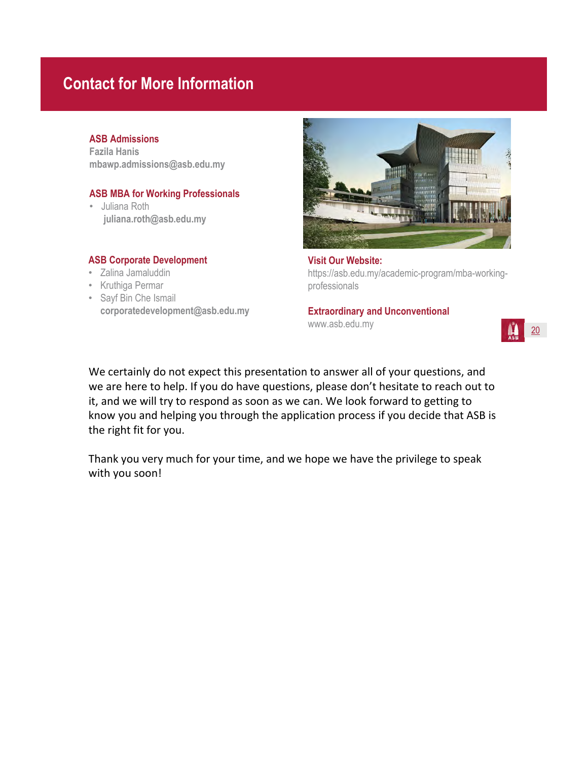## Contact for More Information

**ASB Admissions**
**Fazila Hanis**
**mbawp.admissions@asb.edu.my**

**ASB MBA for Working Professionals**

- Juliana Roth
  **juliana.roth@asb.edu.my**

**ASB Corporate Development**

- Zalina Jamaluddin
- Kruthiga Permar
- Sayf Bin Che Ismail
  **corporatedevelopment@asb.edu.my**

**Visit Our Website:**
https://asb.edu.my/academic-program/mba-working-professionals

**Extraordinary and Unconventional**
www.asb.edu.my

We certainly do not expect this presentation to answer all of your questions, and we are here to help. If you do have questions, please don't hesitate to reach out to it, and we will try to respond as soon as we can. We look forward to getting to know you and helping you through the application process if you decide that ASB is the right fit for you.

Thank you very much for your time, and we hope we have the privilege to speak with you soon!